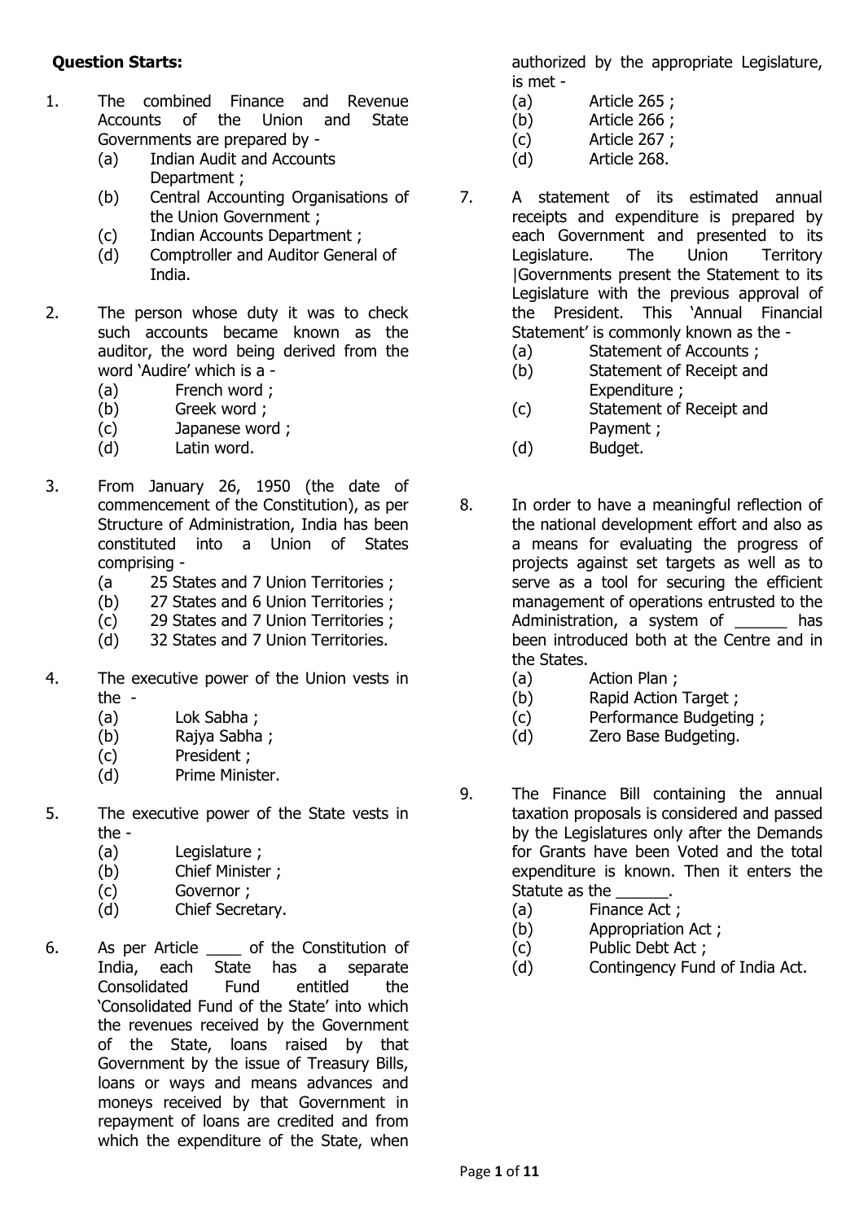**Question Starts:**

1. The combined Finance and Revenue Accounts of the Union and State Governments are prepared by -
   (a) Indian Audit and Accounts Department ;
   (b) Central Accounting Organisations of the Union Government ;
   (c) Indian Accounts Department ;
   (d) Comptroller and Auditor General of India.

2. The person whose duty it was to check such accounts became known as the auditor, the word being derived from the word 'Audire' which is a -
   (a) French word ;
   (b) Greek word ;
   (c) Japanese word ;
   (d) Latin word.

3. From January 26, 1950 (the date of commencement of the Constitution), as per Structure of Administration, India has been constituted into a Union of States comprising -
   (a 25 States and 7 Union Territories ;
   (b) 27 States and 6 Union Territories ;
   (c) 29 States and 7 Union Territories ;
   (d) 32 States and 7 Union Territories.

4. The executive power of the Union vests in the -
   (a) Lok Sabha ;
   (b) Rajya Sabha ;
   (c) President ;
   (d) Prime Minister.

5. The executive power of the State vests in the -
   (a) Legislature ;
   (b) Chief Minister ;
   (c) Governor ;
   (d) Chief Secretary.

6. As per Article ____ of the Constitution of India, each State has a separate Consolidated Fund entitled the 'Consolidated Fund of the State' into which the revenues received by the Government of the State, loans raised by that Government by the issue of Treasury Bills, loans or ways and means advances and moneys received by that Government in repayment of loans are credited and from which the expenditure of the State, when authorized by the appropriate Legislature, is met -
   (a) Article 265 ;
   (b) Article 266 ;
   (c) Article 267 ;
   (d) Article 268.

7. A statement of its estimated annual receipts and expenditure is prepared by each Government and presented to its Legislature. The Union Territory |Governments present the Statement to its Legislature with the previous approval of the President. This 'Annual Financial Statement' is commonly known as the -
   (a) Statement of Accounts ;
   (b) Statement of Receipt and Expenditure ;
   (c) Statement of Receipt and Payment ;
   (d) Budget.

8. In order to have a meaningful reflection of the national development effort and also as a means for evaluating the progress of projects against set targets as well as to serve as a tool for securing the efficient management of operations entrusted to the Administration, a system of ______ has been introduced both at the Centre and in the States.
   (a) Action Plan ;
   (b) Rapid Action Target ;
   (c) Performance Budgeting ;
   (d) Zero Base Budgeting.

9. The Finance Bill containing the annual taxation proposals is considered and passed by the Legislatures only after the Demands for Grants have been Voted and the total expenditure is known. Then it enters the Statute as the ______.
   (a) Finance Act ;
   (b) Appropriation Act ;
   (c) Public Debt Act ;
   (d) Contingency Fund of India Act.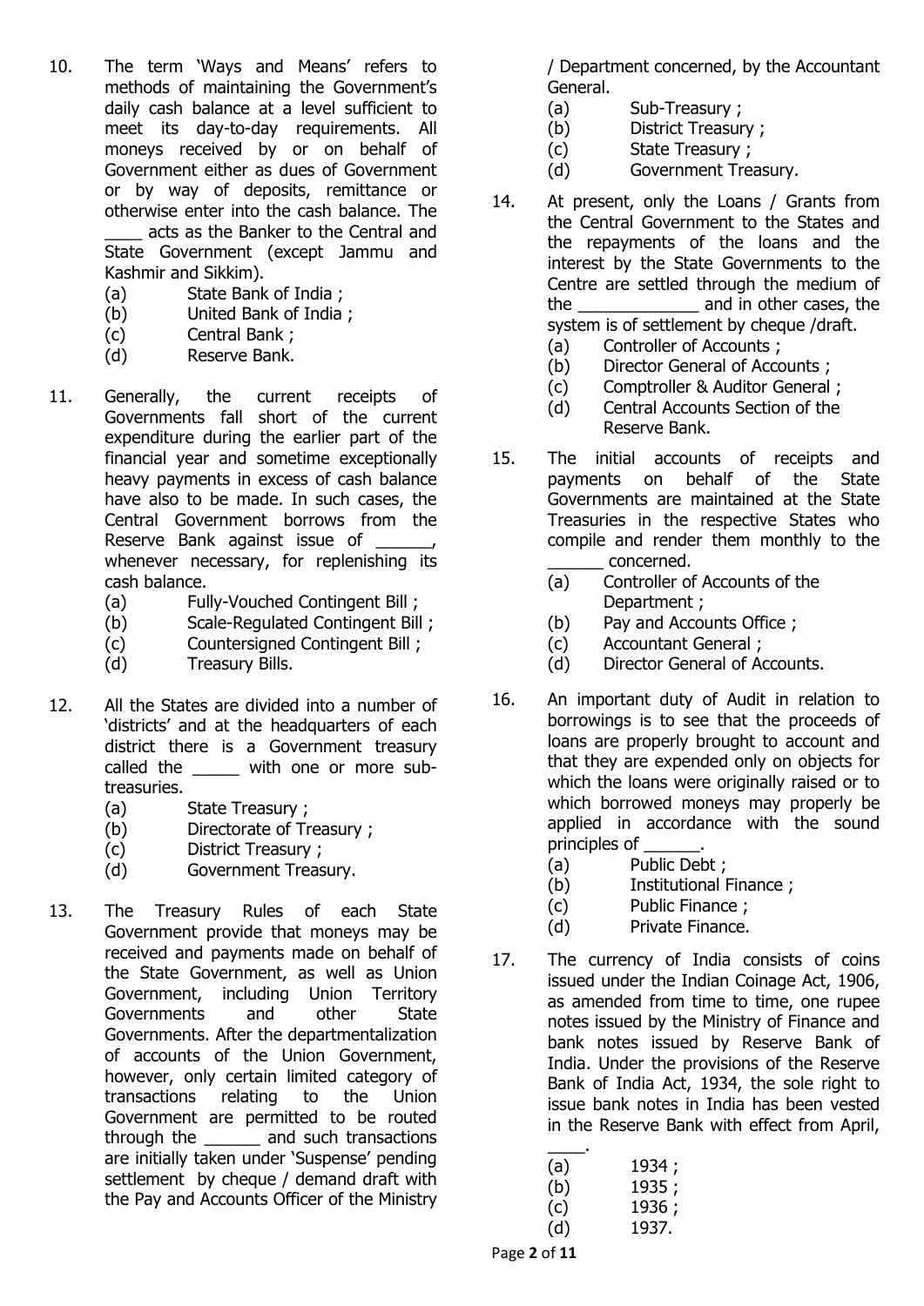10. The term 'Ways and Means' refers to methods of maintaining the Government's daily cash balance at a level sufficient to meet its day-to-day requirements. All moneys received by or on behalf of Government either as dues of Government or by way of deposits, remittance or otherwise enter into the cash balance. The ____ acts as the Banker to the Central and State Government (except Jammu and Kashmir and Sikkim).
    - (a) State Bank of India ;
    - (b) United Bank of India ;
    - (c) Central Bank ;
    - (d) Reserve Bank.

11. Generally, the current receipts of Governments fall short of the current expenditure during the earlier part of the financial year and sometime exceptionally heavy payments in excess of cash balance have also to be made. In such cases, the Central Government borrows from the Reserve Bank against issue of ______, whenever necessary, for replenishing its cash balance.
    - (a) Fully-Vouched Contingent Bill ;
    - (b) Scale-Regulated Contingent Bill ;
    - (c) Countersigned Contingent Bill ;
    - (d) Treasury Bills.

12. All the States are divided into a number of 'districts' and at the headquarters of each district there is a Government treasury called the _____ with one or more sub-treasuries.
    - (a) State Treasury ;
    - (b) Directorate of Treasury ;
    - (c) District Treasury ;
    - (d) Government Treasury.

13. The Treasury Rules of each State Government provide that moneys may be received and payments made on behalf of the State Government, as well as Union Government, including Union Territory Governments and other State Governments. After the departmentalization of accounts of the Union Government, however, only certain limited category of transactions relating to the Union Government are permitted to be routed through the ______ and such transactions are initially taken under 'Suspense' pending settlement by cheque / demand draft with the Pay and Accounts Officer of the Ministry / Department concerned, by the Accountant General.
    - (a) Sub-Treasury ;
    - (b) District Treasury ;
    - (c) State Treasury ;
    - (d) Government Treasury.

14. At present, only the Loans / Grants from the Central Government to the States and the repayments of the loans and the interest by the State Governments to the Centre are settled through the medium of the _____________ and in other cases, the system is of settlement by cheque /draft.
    - (a) Controller of Accounts ;
    - (b) Director General of Accounts ;
    - (c) Comptroller & Auditor General ;
    - (d) Central Accounts Section of the Reserve Bank.

15. The initial accounts of receipts and payments on behalf of the State Governments are maintained at the State Treasuries in the respective States who compile and render them monthly to the ______ concerned.
    - (a) Controller of Accounts of the Department ;
    - (b) Pay and Accounts Office ;
    - (c) Accountant General ;
    - (d) Director General of Accounts.

16. An important duty of Audit in relation to borrowings is to see that the proceeds of loans are properly brought to account and that they are expended only on objects for which the loans were originally raised or to which borrowed moneys may properly be applied in accordance with the sound principles of ______.
    - (a) Public Debt ;
    - (b) Institutional Finance ;
    - (c) Public Finance ;
    - (d) Private Finance.

17. The currency of India consists of coins issued under the Indian Coinage Act, 1906, as amended from time to time, one rupee notes issued by the Ministry of Finance and bank notes issued by Reserve Bank of India. Under the provisions of the Reserve Bank of India Act, 1934, the sole right to issue bank notes in India has been vested in the Reserve Bank with effect from April, ____.
    - (a) 1934 ;
    - (b) 1935 ;
    - (c) 1936 ;
    - (d) 1937.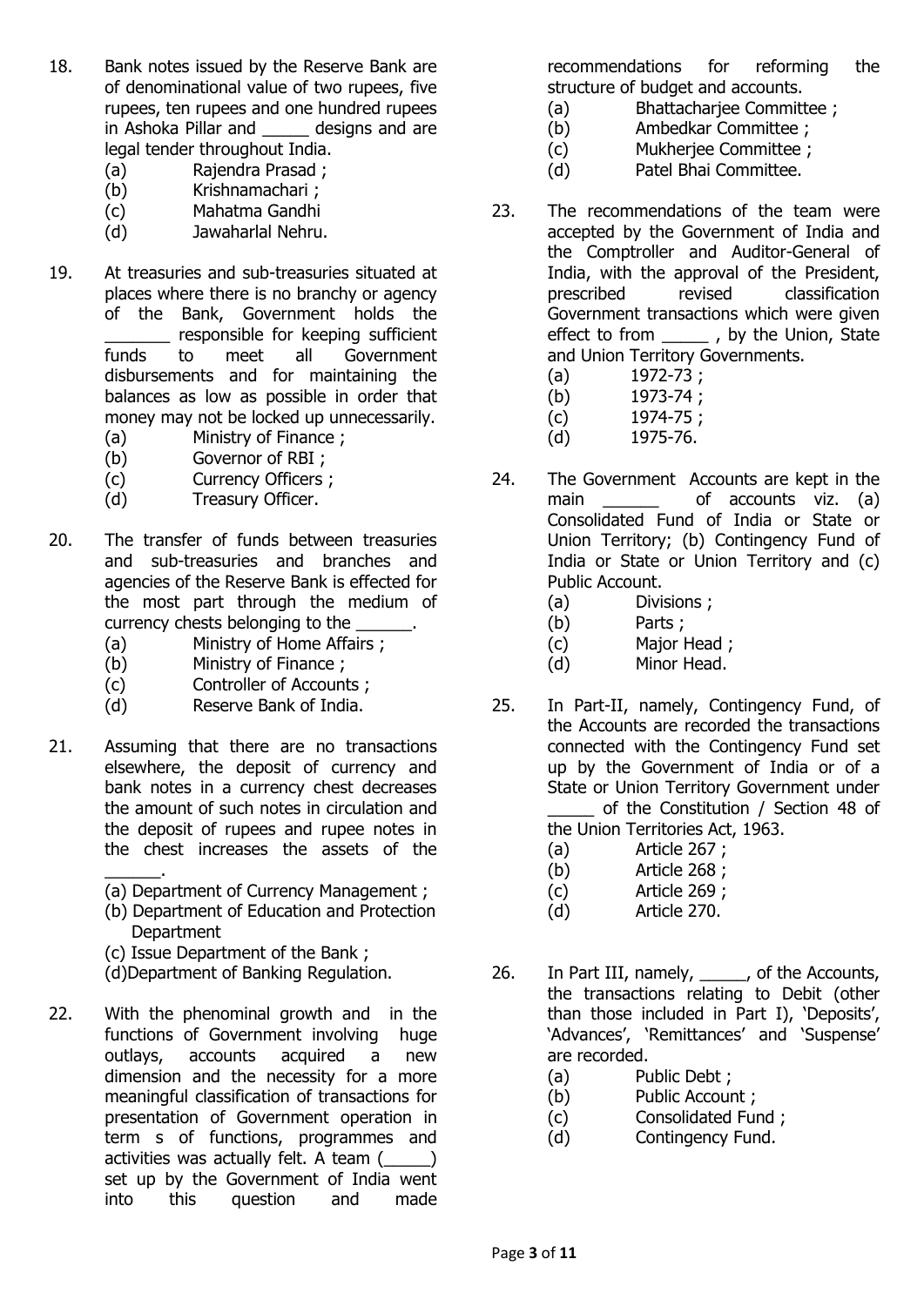18. Bank notes issued by the Reserve Bank are of denominational value of two rupees, five rupees, ten rupees and one hundred rupees in Ashoka Pillar and _____ designs and are legal tender throughout India.
    (a) Rajendra Prasad ;
    (b) Krishnamachari ;
    (c) Mahatma Gandhi
    (d) Jawaharlal Nehru.

19. At treasuries and sub-treasuries situated at places where there is no branchy or agency of the Bank, Government holds the _______ responsible for keeping sufficient funds to meet all Government disbursements and for maintaining the balances as low as possible in order that money may not be locked up unnecessarily.
    (a) Ministry of Finance ;
    (b) Governor of RBI ;
    (c) Currency Officers ;
    (d) Treasury Officer.

20. The transfer of funds between treasuries and sub-treasuries and branches and agencies of the Reserve Bank is effected for the most part through the medium of currency chests belonging to the ______.
    (a) Ministry of Home Affairs ;
    (b) Ministry of Finance ;
    (c) Controller of Accounts ;
    (d) Reserve Bank of India.

21. Assuming that there are no transactions elsewhere, the deposit of currency and bank notes in a currency chest decreases the amount of such notes in circulation and the deposit of rupees and rupee notes in the chest increases the assets of the ______.
    (a) Department of Currency Management ;
    (b) Department of Education and Protection Department
    (c) Issue Department of the Bank ;
    (d) Department of Banking Regulation.

22. With the phenominal growth and in the functions of Government involving huge outlays, accounts acquired a new dimension and the necessity for a more meaningful classification of transactions for presentation of Government operation in term s of functions, programmes and activities was actually felt. A team (_____) set up by the Government of India went into this question and made recommendations for reforming the structure of budget and accounts.
    (a) Bhattacharjee Committee ;
    (b) Ambedkar Committee ;
    (c) Mukherjee Committee ;
    (d) Patel Bhai Committee.

23. The recommendations of the team were accepted by the Government of India and the Comptroller and Auditor-General of India, with the approval of the President, prescribed revised classification Government transactions which were given effect to from _____ , by the Union, State and Union Territory Governments.
    (a) 1972-73 ;
    (b) 1973-74 ;
    (c) 1974-75 ;
    (d) 1975-76.

24. The Government Accounts are kept in the main ______ of accounts viz. (a) Consolidated Fund of India or State or Union Territory; (b) Contingency Fund of India or State or Union Territory and (c) Public Account.
    (a) Divisions ;
    (b) Parts ;
    (c) Major Head ;
    (d) Minor Head.

25. In Part-II, namely, Contingency Fund, of the Accounts are recorded the transactions connected with the Contingency Fund set up by the Government of India or of a State or Union Territory Government under _____ of the Constitution / Section 48 of the Union Territories Act, 1963.
    (a) Article 267 ;
    (b) Article 268 ;
    (c) Article 269 ;
    (d) Article 270.

26. In Part III, namely, _____, of the Accounts, the transactions relating to Debit (other than those included in Part I), 'Deposits', 'Advances', 'Remittances' and 'Suspense' are recorded.
    (a) Public Debt ;
    (b) Public Account ;
    (c) Consolidated Fund ;
    (d) Contingency Fund.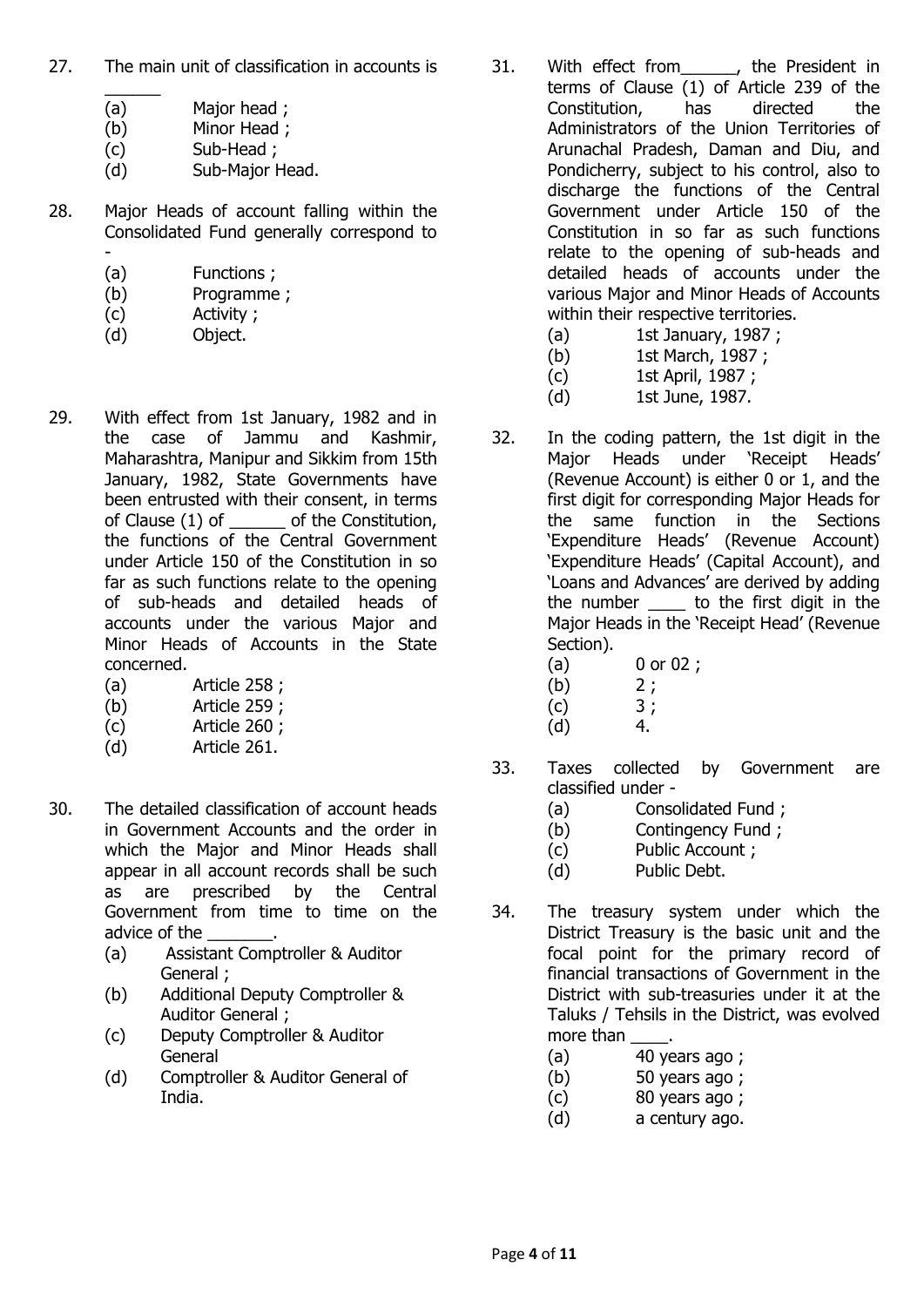27. The main unit of classification in accounts is ______
    - (a) Major head ;
    - (b) Minor Head ;
    - (c) Sub-Head ;
    - (d) Sub-Major Head.

28. Major Heads of account falling within the Consolidated Fund generally correspond to -
    - (a) Functions ;
    - (b) Programme ;
    - (c) Activity ;
    - (d) Object.

29. With effect from 1st January, 1982 and in the case of Jammu and Kashmir, Maharashtra, Manipur and Sikkim from 15th January, 1982, State Governments have been entrusted with their consent, in terms of Clause (1) of ______ of the Constitution, the functions of the Central Government under Article 150 of the Constitution in so far as such functions relate to the opening of sub-heads and detailed heads of accounts under the various Major and Minor Heads of Accounts in the State concerned.
    - (a) Article 258 ;
    - (b) Article 259 ;
    - (c) Article 260 ;
    - (d) Article 261.

30. The detailed classification of account heads in Government Accounts and the order in which the Major and Minor Heads shall appear in all account records shall be such as are prescribed by the Central Government from time to time on the advice of the _______.
    - (a) Assistant Comptroller & Auditor General ;
    - (b) Additional Deputy Comptroller & Auditor General ;
    - (c) Deputy Comptroller & Auditor General
    - (d) Comptroller & Auditor General of India.

31. With effect from______, the President in terms of Clause (1) of Article 239 of the Constitution, has directed the Administrators of the Union Territories of Arunachal Pradesh, Daman and Diu, and Pondicherry, subject to his control, also to discharge the functions of the Central Government under Article 150 of the Constitution in so far as such functions relate to the opening of sub-heads and detailed heads of accounts under the various Major and Minor Heads of Accounts within their respective territories.
    - (a) 1st January, 1987 ;
    - (b) 1st March, 1987 ;
    - (c) 1st April, 1987 ;
    - (d) 1st June, 1987.

32. In the coding pattern, the 1st digit in the Major Heads under 'Receipt Heads' (Revenue Account) is either 0 or 1, and the first digit for corresponding Major Heads for the same function in the Sections 'Expenditure Heads' (Revenue Account) 'Expenditure Heads' (Capital Account), and 'Loans and Advances' are derived by adding the number ____ to the first digit in the Major Heads in the 'Receipt Head' (Revenue Section).
    - (a) 0 or 02 ;
    - (b) 2 ;
    - (c) 3 ;
    - (d) 4.

33. Taxes collected by Government are classified under -
    - (a) Consolidated Fund ;
    - (b) Contingency Fund ;
    - (c) Public Account ;
    - (d) Public Debt.

34. The treasury system under which the District Treasury is the basic unit and the focal point for the primary record of financial transactions of Government in the District with sub-treasuries under it at the Taluks / Tehsils in the District, was evolved more than ____.
    - (a) 40 years ago ;
    - (b) 50 years ago ;
    - (c) 80 years ago ;
    - (d) a century ago.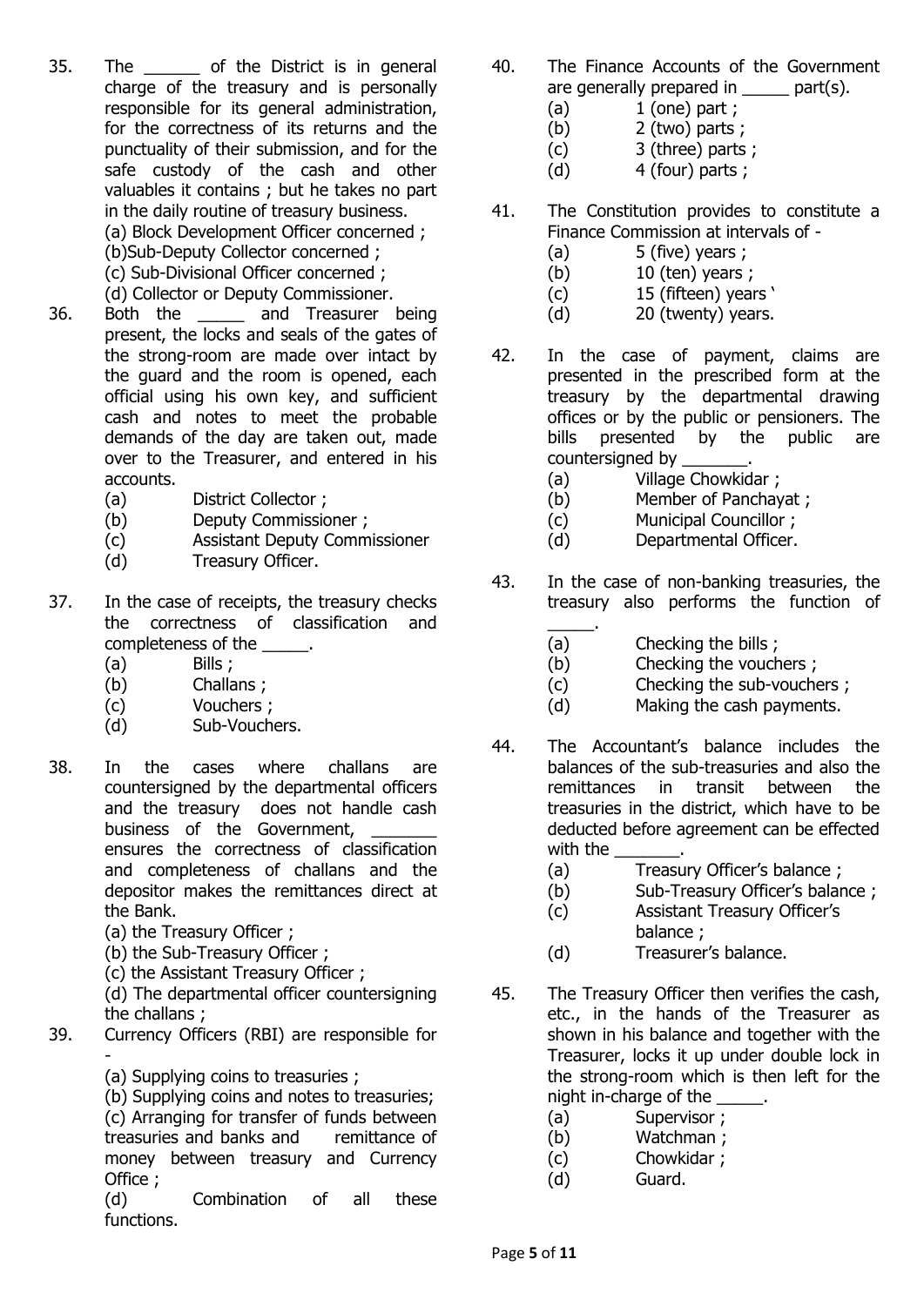35. The ______ of the District is in general charge of the treasury and is personally responsible for its general administration, for the correctness of its returns and the punctuality of their submission, and for the safe custody of the cash and other valuables it contains ; but he takes no part in the daily routine of treasury business.
(a) Block Development Officer concerned ;
(b)Sub-Deputy Collector concerned ;
(c) Sub-Divisional Officer concerned ;
(d) Collector or Deputy Commissioner.

36. Both the _____ and Treasurer being present, the locks and seals of the gates of the strong-room are made over intact by the guard and the room is opened, each official using his own key, and sufficient cash and notes to meet the probable demands of the day are taken out, made over to the Treasurer, and entered in his accounts.
(a) District Collector ;
(b) Deputy Commissioner ;
(c) Assistant Deputy Commissioner
(d) Treasury Officer.

37. In the case of receipts, the treasury checks the correctness of classification and completeness of the _____.
(a) Bills ;
(b) Challans ;
(c) Vouchers ;
(d) Sub-Vouchers.

38. In the cases where challans are countersigned by the departmental officers and the treasury does not handle cash business of the Government, _______ ensures the correctness of classification and completeness of challans and the depositor makes the remittances direct at the Bank.
(a) the Treasury Officer ;
(b) the Sub-Treasury Officer ;
(c) the Assistant Treasury Officer ;
(d) The departmental officer countersigning the challans ;

39. Currency Officers (RBI) are responsible for -
(a) Supplying coins to treasuries ;
(b) Supplying coins and notes to treasuries;
(c) Arranging for transfer of funds between treasuries and banks and remittance of money between treasury and Currency Office ;
(d) Combination of all these functions.

40. The Finance Accounts of the Government are generally prepared in _____ part(s).
(a) 1 (one) part ;
(b) 2 (two) parts ;
(c) 3 (three) parts ;
(d) 4 (four) parts ;

41. The Constitution provides to constitute a Finance Commission at intervals of -
(a) 5 (five) years ;
(b) 10 (ten) years ;
(c) 15 (fifteen) years '
(d) 20 (twenty) years.

42. In the case of payment, claims are presented in the prescribed form at the treasury by the departmental drawing offices or by the public or pensioners. The bills presented by the public are countersigned by _______.
(a) Village Chowkidar ;
(b) Member of Panchayat ;
(c) Municipal Councillor ;
(d) Departmental Officer.

43. In the case of non-banking treasuries, the treasury also performs the function of _____.
(a) Checking the bills ;
(b) Checking the vouchers ;
(c) Checking the sub-vouchers ;
(d) Making the cash payments.

44. The Accountant's balance includes the balances of the sub-treasuries and also the remittances in transit between the treasuries in the district, which have to be deducted before agreement can be effected with the _______.
(a) Treasury Officer's balance ;
(b) Sub-Treasury Officer's balance ;
(c) Assistant Treasury Officer's balance ;
(d) Treasurer's balance.

45. The Treasury Officer then verifies the cash, etc., in the hands of the Treasurer as shown in his balance and together with the Treasurer, locks it up under double lock in the strong-room which is then left for the night in-charge of the _____.
(a) Supervisor ;
(b) Watchman ;
(c) Chowkidar ;
(d) Guard.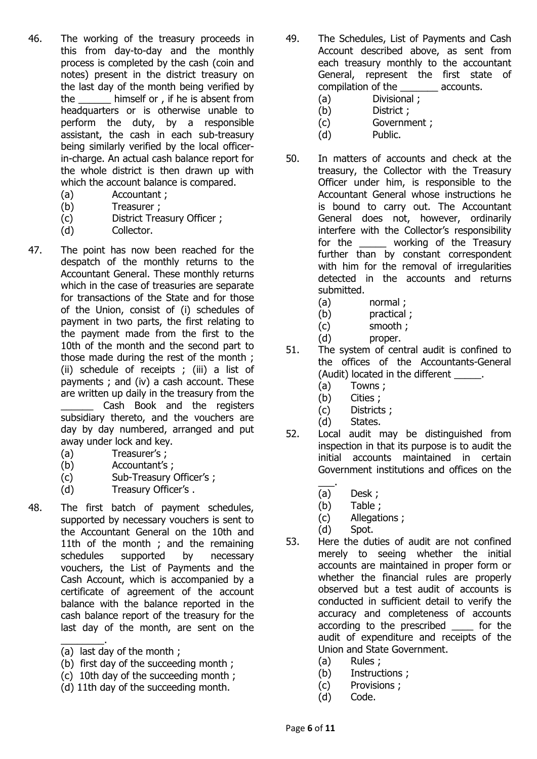46. The working of the treasury proceeds in this from day-to-day and the monthly process is completed by the cash (coin and notes) present in the district treasury on the last day of the month being verified by the ______ himself or , if he is absent from headquarters or is otherwise unable to perform the duty, by a responsible assistant, the cash in each sub-treasury being similarly verified by the local officer-in-charge. An actual cash balance report for the whole district is then drawn up with which the account balance is compared.
    (a) Accountant ;
    (b) Treasurer ;
    (c) District Treasury Officer ;
    (d) Collector.

47. The point has now been reached for the despatch of the monthly returns to the Accountant General. These monthly returns which in the case of treasuries are separate for transactions of the State and for those of the Union, consist of (i) schedules of payment in two parts, the first relating to the payment made from the first to the 10th of the month and the second part to those made during the rest of the month ; (ii) schedule of receipts ; (iii) a list of payments ; and (iv) a cash account. These are written up daily in the treasury from the ______ Cash Book and the registers subsidiary thereto, and the vouchers are day by day numbered, arranged and put away under lock and key.
    (a) Treasurer's ;
    (b) Accountant's ;
    (c) Sub-Treasury Officer's ;
    (d) Treasury Officer's .

48. The first batch of payment schedules, supported by necessary vouchers is sent to the Accountant General on the 10th and 11th of the month ; and the remaining schedules supported by necessary vouchers, the List of Payments and the Cash Account, which is accompanied by a certificate of agreement of the account balance with the balance reported in the cash balance report of the treasury for the last day of the month, are sent on the ________.
    (a) last day of the month ;
    (b) first day of the succeeding month ;
    (c) 10th day of the succeeding month ;
    (d) 11th day of the succeeding month.

49. The Schedules, List of Payments and Cash Account described above, as sent from each treasury monthly to the accountant General, represent the first state of compilation of the _______ accounts.
    (a) Divisional ;
    (b) District ;
    (c) Government ;
    (d) Public.

50. In matters of accounts and check at the treasury, the Collector with the Treasury Officer under him, is responsible to the Accountant General whose instructions he is bound to carry out. The Accountant General does not, however, ordinarily interfere with the Collector's responsibility for the _____ working of the Treasury further than by constant correspondent with him for the removal of irregularities detected in the accounts and returns submitted.
    (a) normal ;
    (b) practical ;
    (c) smooth ;
    (d) proper.

51. The system of central audit is confined to the offices of the Accountants-General (Audit) located in the different _____.
    (a) Towns ;
    (b) Cities ;
    (c) Districts ;
    (d) States.

52. Local audit may be distinguished from inspection in that its purpose is to audit the initial accounts maintained in certain Government institutions and offices on the ___.
    (a) Desk ;
    (b) Table ;
    (c) Allegations ;
    (d) Spot.

53. Here the duties of audit are not confined merely to seeing whether the initial accounts are maintained in proper form or whether the financial rules are properly observed but a test audit of accounts is conducted in sufficient detail to verify the accuracy and completeness of accounts according to the prescribed ____ for the audit of expenditure and receipts of the Union and State Government.
    (a) Rules ;
    (b) Instructions ;
    (c) Provisions ;
    (d) Code.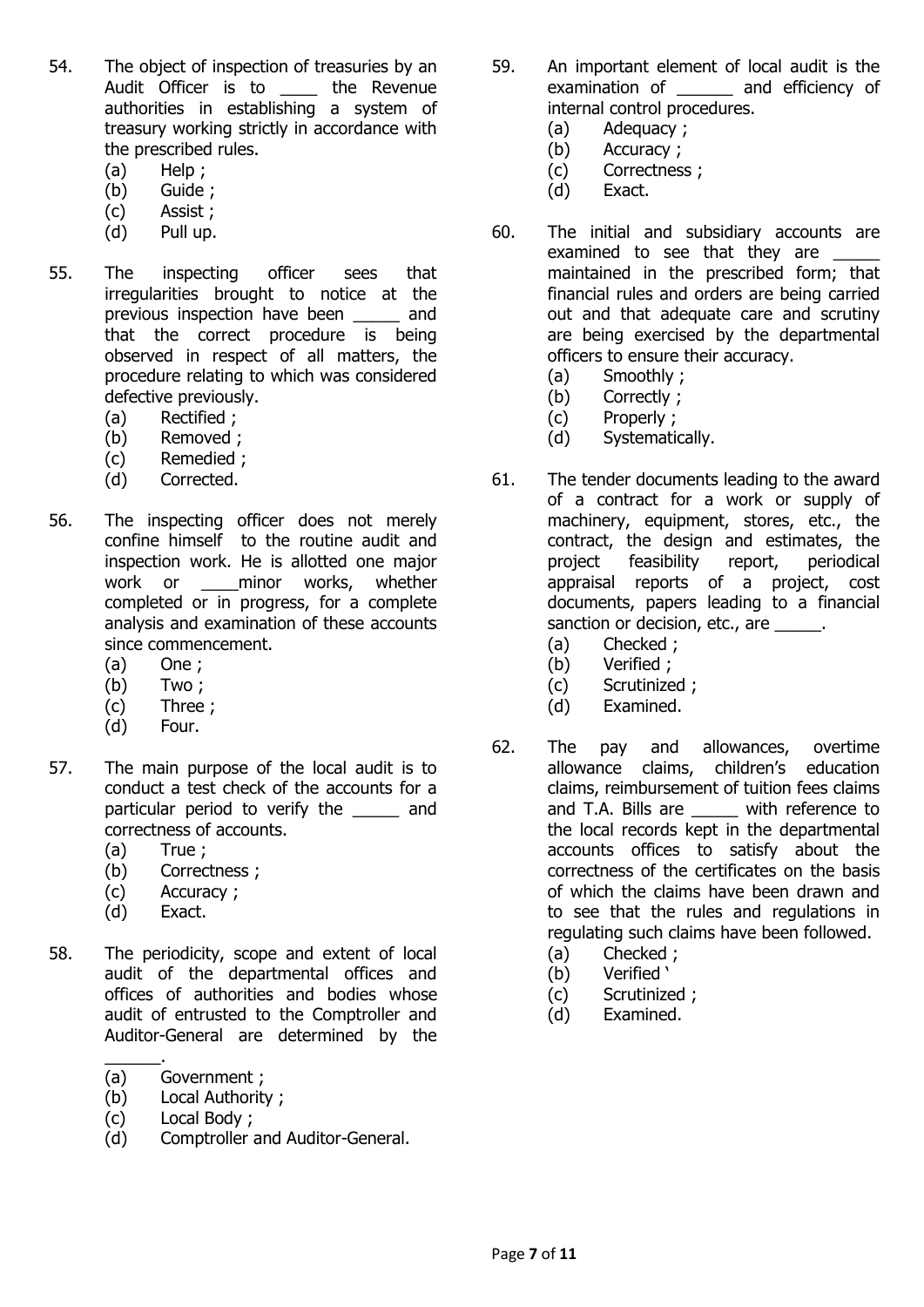54. The object of inspection of treasuries by an Audit Officer is to ____ the Revenue authorities in establishing a system of treasury working strictly in accordance with the prescribed rules.
    (a) Help ;
    (b) Guide ;
    (c) Assist ;
    (d) Pull up.

55. The inspecting officer sees that irregularities brought to notice at the previous inspection have been _____ and that the correct procedure is being observed in respect of all matters, the procedure relating to which was considered defective previously.
    (a) Rectified ;
    (b) Removed ;
    (c) Remedied ;
    (d) Corrected.

56. The inspecting officer does not merely confine himself to the routine audit and inspection work. He is allotted one major work or ____minor works, whether completed or in progress, for a complete analysis and examination of these accounts since commencement.
    (a) One ;
    (b) Two ;
    (c) Three ;
    (d) Four.

57. The main purpose of the local audit is to conduct a test check of the accounts for a particular period to verify the _____ and correctness of accounts.
    (a) True ;
    (b) Correctness ;
    (c) Accuracy ;
    (d) Exact.

58. The periodicity, scope and extent of local audit of the departmental offices and offices of authorities and bodies whose audit of entrusted to the Comptroller and Auditor-General are determined by the ______.
    (a) Government ;
    (b) Local Authority ;
    (c) Local Body ;
    (d) Comptroller and Auditor-General.

59. An important element of local audit is the examination of ______ and efficiency of internal control procedures.
    (a) Adequacy ;
    (b) Accuracy ;
    (c) Correctness ;
    (d) Exact.

60. The initial and subsidiary accounts are examined to see that they are _____ maintained in the prescribed form; that financial rules and orders are being carried out and that adequate care and scrutiny are being exercised by the departmental officers to ensure their accuracy.
    (a) Smoothly ;
    (b) Correctly ;
    (c) Properly ;
    (d) Systematically.

61. The tender documents leading to the award of a contract for a work or supply of machinery, equipment, stores, etc., the contract, the design and estimates, the project feasibility report, periodical appraisal reports of a project, cost documents, papers leading to a financial sanction or decision, etc., are _____.
    (a) Checked ;
    (b) Verified ;
    (c) Scrutinized ;
    (d) Examined.

62. The pay and allowances, overtime allowance claims, children's education claims, reimbursement of tuition fees claims and T.A. Bills are _____ with reference to the local records kept in the departmental accounts offices to satisfy about the correctness of the certificates on the basis of which the claims have been drawn and to see that the rules and regulations in regulating such claims have been followed.
    (a) Checked ;
    (b) Verified '
    (c) Scrutinized ;
    (d) Examined.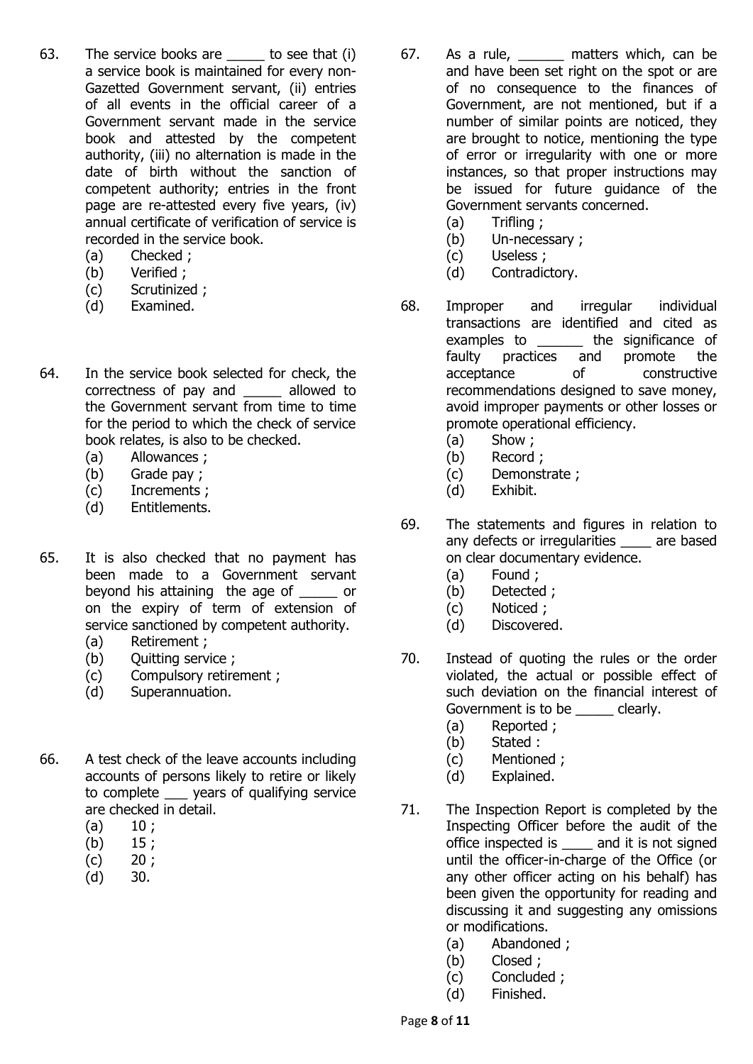63. The service books are _____ to see that (i) a service book is maintained for every non-Gazetted Government servant, (ii) entries of all events in the official career of a Government servant made in the service book and attested by the competent authority, (iii) no alternation is made in the date of birth without the sanction of competent authority; entries in the front page are re-attested every five years, (iv) annual certificate of verification of service is recorded in the service book.
    (a) Checked ;
    (b) Verified ;
    (c) Scrutinized ;
    (d) Examined.

64. In the service book selected for check, the correctness of pay and _____ allowed to the Government servant from time to time for the period to which the check of service book relates, is also to be checked.
    (a) Allowances ;
    (b) Grade pay ;
    (c) Increments ;
    (d) Entitlements.

65. It is also checked that no payment has been made to a Government servant beyond his attaining the age of _____ or on the expiry of term of extension of service sanctioned by competent authority.
    (a) Retirement ;
    (b) Quitting service ;
    (c) Compulsory retirement ;
    (d) Superannuation.

66. A test check of the leave accounts including accounts of persons likely to retire or likely to complete ___ years of qualifying service are checked in detail.
    (a) 10 ;
    (b) 15 ;
    (c) 20 ;
    (d) 30.

67. As a rule, ______ matters which, can be and have been set right on the spot or are of no consequence to the finances of Government, are not mentioned, but if a number of similar points are noticed, they are brought to notice, mentioning the type of error or irregularity with one or more instances, so that proper instructions may be issued for future guidance of the Government servants concerned.
    (a) Trifling ;
    (b) Un-necessary ;
    (c) Useless ;
    (d) Contradictory.

68. Improper and irregular individual transactions are identified and cited as examples to ______ the significance of faulty practices and promote the acceptance of constructive recommendations designed to save money, avoid improper payments or other losses or promote operational efficiency.
    (a) Show ;
    (b) Record ;
    (c) Demonstrate ;
    (d) Exhibit.

69. The statements and figures in relation to any defects or irregularities ____ are based on clear documentary evidence.
    (a) Found ;
    (b) Detected ;
    (c) Noticed ;
    (d) Discovered.

70. Instead of quoting the rules or the order violated, the actual or possible effect of such deviation on the financial interest of Government is to be _____ clearly.
    (a) Reported ;
    (b) Stated :
    (c) Mentioned ;
    (d) Explained.

71. The Inspection Report is completed by the Inspecting Officer before the audit of the office inspected is ____ and it is not signed until the officer-in-charge of the Office (or any other officer acting on his behalf) has been given the opportunity for reading and discussing it and suggesting any omissions or modifications.
    (a) Abandoned ;
    (b) Closed ;
    (c) Concluded ;
    (d) Finished.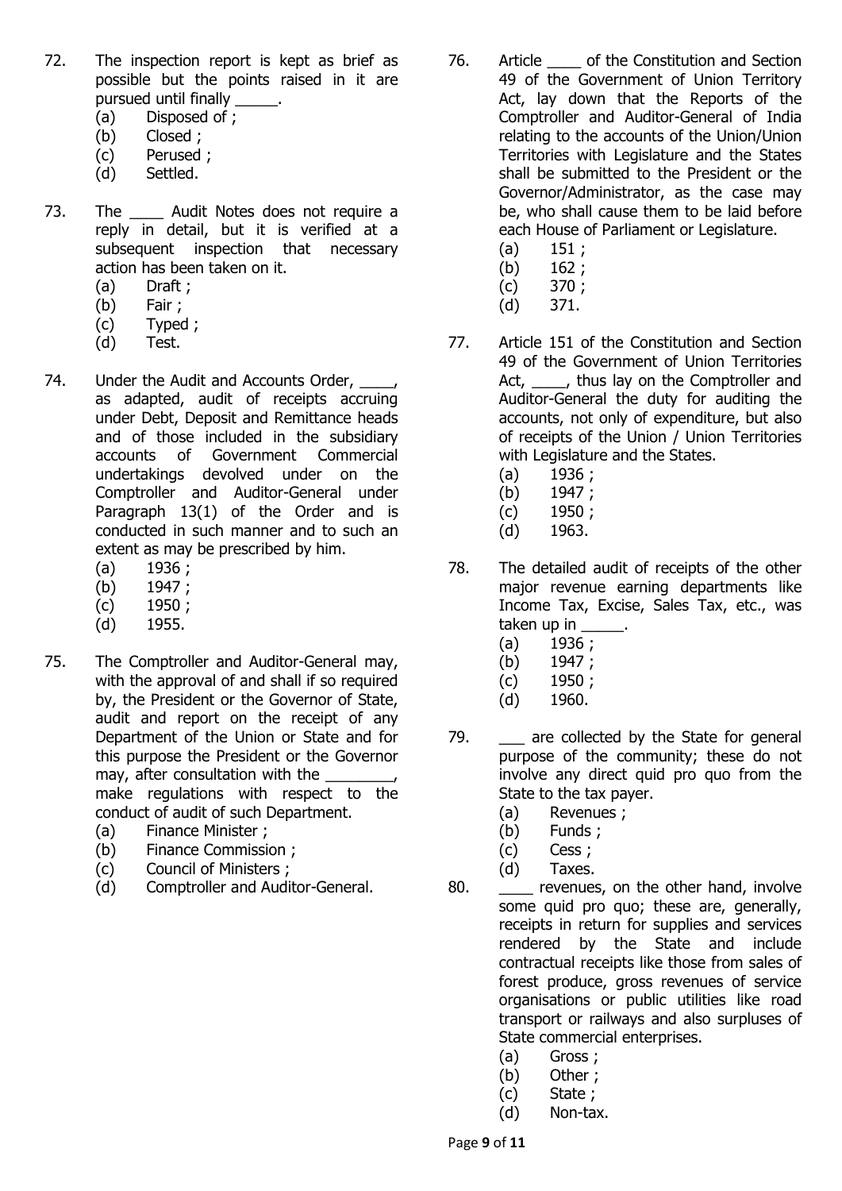72. The inspection report is kept as brief as possible but the points raised in it are pursued until finally _____.
    (a) Disposed of ;
    (b) Closed ;
    (c) Perused ;
    (d) Settled.

73. The ____ Audit Notes does not require a reply in detail, but it is verified at a subsequent inspection that necessary action has been taken on it.
    (a) Draft ;
    (b) Fair ;
    (c) Typed ;
    (d) Test.

74. Under the Audit and Accounts Order, ____, as adapted, audit of receipts accruing under Debt, Deposit and Remittance heads and of those included in the subsidiary accounts of Government Commercial undertakings devolved under on the Comptroller and Auditor-General under Paragraph 13(1) of the Order and is conducted in such manner and to such an extent as may be prescribed by him.
    (a) 1936 ;
    (b) 1947 ;
    (c) 1950 ;
    (d) 1955.

75. The Comptroller and Auditor-General may, with the approval of and shall if so required by, the President or the Governor of State, audit and report on the receipt of any Department of the Union or State and for this purpose the President or the Governor may, after consultation with the ________, make regulations with respect to the conduct of audit of such Department.
    (a) Finance Minister ;
    (b) Finance Commission ;
    (c) Council of Ministers ;
    (d) Comptroller and Auditor-General.

76. Article ____ of the Constitution and Section 49 of the Government of Union Territory Act, lay down that the Reports of the Comptroller and Auditor-General of India relating to the accounts of the Union/Union Territories with Legislature and the States shall be submitted to the President or the Governor/Administrator, as the case may be, who shall cause them to be laid before each House of Parliament or Legislature.
    (a) 151 ;
    (b) 162 ;
    (c) 370 ;
    (d) 371.

77. Article 151 of the Constitution and Section 49 of the Government of Union Territories Act, ____, thus lay on the Comptroller and Auditor-General the duty for auditing the accounts, not only of expenditure, but also of receipts of the Union / Union Territories with Legislature and the States.
    (a) 1936 ;
    (b) 1947 ;
    (c) 1950 ;
    (d) 1963.

78. The detailed audit of receipts of the other major revenue earning departments like Income Tax, Excise, Sales Tax, etc., was taken up in _____.
    (a) 1936 ;
    (b) 1947 ;
    (c) 1950 ;
    (d) 1960.

79. ___ are collected by the State for general purpose of the community; these do not involve any direct quid pro quo from the State to the tax payer.
    (a) Revenues ;
    (b) Funds ;
    (c) Cess ;
    (d) Taxes.

80. ____ revenues, on the other hand, involve some quid pro quo; these are, generally, receipts in return for supplies and services rendered by the State and include contractual receipts like those from sales of forest produce, gross revenues of service organisations or public utilities like road transport or railways and also surpluses of State commercial enterprises.
    (a) Gross ;
    (b) Other ;
    (c) State ;
    (d) Non-tax.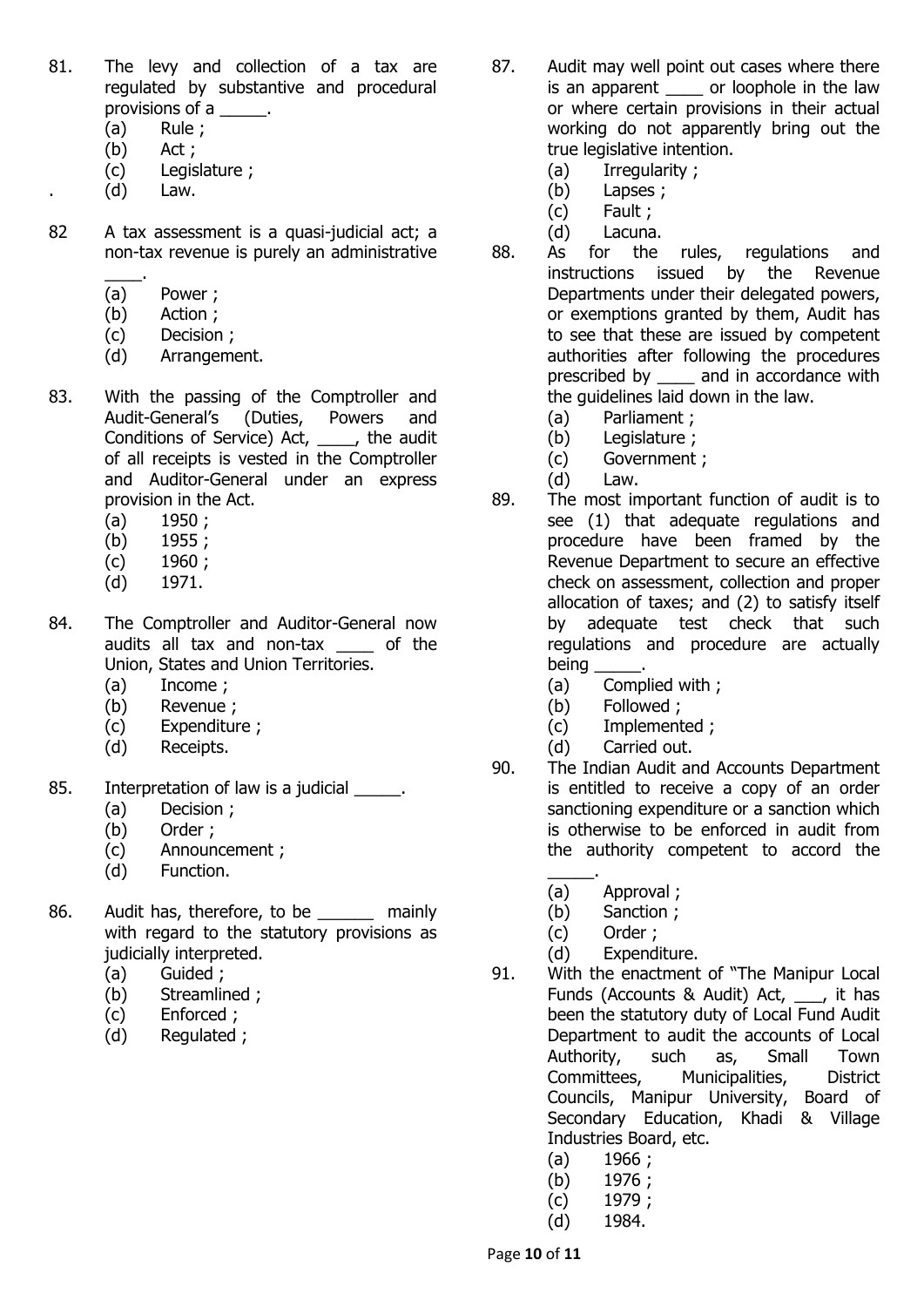81. The levy and collection of a tax are regulated by substantive and procedural provisions of a _____.
    - (a) Rule ;
    - (b) Act ;
    - (c) Legislature ;
    - (d) Law.

82 A tax assessment is a quasi-judicial act; a non-tax revenue is purely an administrative ____.
    - (a) Power ;
    - (b) Action ;
    - (c) Decision ;
    - (d) Arrangement.

83. With the passing of the Comptroller and Audit-General's (Duties, Powers and Conditions of Service) Act, ____, the audit of all receipts is vested in the Comptroller and Auditor-General under an express provision in the Act.
    - (a) 1950 ;
    - (b) 1955 ;
    - (c) 1960 ;
    - (d) 1971.

84. The Comptroller and Auditor-General now audits all tax and non-tax ____ of the Union, States and Union Territories.
    - (a) Income ;
    - (b) Revenue ;
    - (c) Expenditure ;
    - (d) Receipts.

85. Interpretation of law is a judicial _____.
    - (a) Decision ;
    - (b) Order ;
    - (c) Announcement ;
    - (d) Function.

86. Audit has, therefore, to be ______ mainly with regard to the statutory provisions as judicially interpreted.
    - (a) Guided ;
    - (b) Streamlined ;
    - (c) Enforced ;
    - (d) Regulated ;

87. Audit may well point out cases where there is an apparent ____ or loophole in the law or where certain provisions in their actual working do not apparently bring out the true legislative intention.
    - (a) Irregularity ;
    - (b) Lapses ;
    - (c) Fault ;
    - (d) Lacuna.

88. As for the rules, regulations and instructions issued by the Revenue Departments under their delegated powers, or exemptions granted by them, Audit has to see that these are issued by competent authorities after following the procedures prescribed by ____ and in accordance with the guidelines laid down in the law.
    - (a) Parliament ;
    - (b) Legislature ;
    - (c) Government ;
    - (d) Law.

89. The most important function of audit is to see (1) that adequate regulations and procedure have been framed by the Revenue Department to secure an effective check on assessment, collection and proper allocation of taxes; and (2) to satisfy itself by adequate test check that such regulations and procedure are actually being _____.
    - (a) Complied with ;
    - (b) Followed ;
    - (c) Implemented ;
    - (d) Carried out.

90. The Indian Audit and Accounts Department is entitled to receive a copy of an order sanctioning expenditure or a sanction which is otherwise to be enforced in audit from the authority competent to accord the _____.
    - (a) Approval ;
    - (b) Sanction ;
    - (c) Order ;
    - (d) Expenditure.

91. With the enactment of "The Manipur Local Funds (Accounts & Audit) Act, ___, it has been the statutory duty of Local Fund Audit Department to audit the accounts of Local Authority, such as, Small Town Committees, Municipalities, District Councils, Manipur University, Board of Secondary Education, Khadi & Village Industries Board, etc.
    - (a) 1966 ;
    - (b) 1976 ;
    - (c) 1979 ;
    - (d) 1984.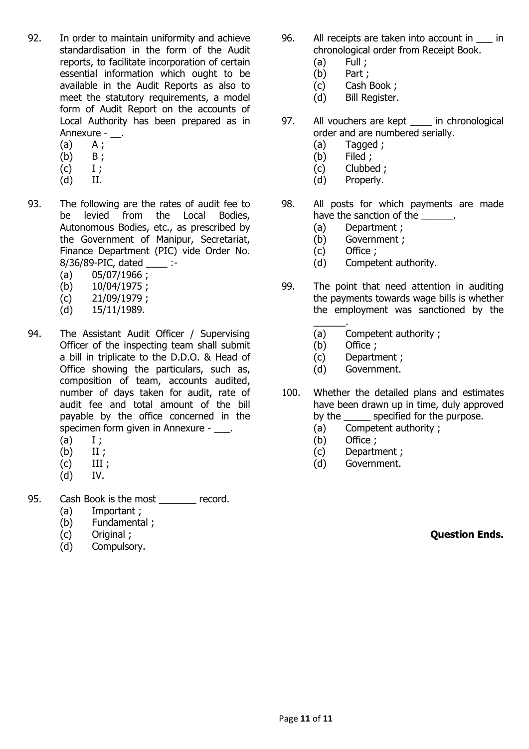92. In order to maintain uniformity and achieve standardisation in the form of the Audit reports, to facilitate incorporation of certain essential information which ought to be available in the Audit Reports as also to meet the statutory requirements, a model form of Audit Report on the accounts of Local Authority has been prepared as in Annexure - __.
    (a) A ;
    (b) B ;
    (c) I ;
    (d) II.

93. The following are the rates of audit fee to be levied from the Local Bodies, Autonomous Bodies, etc., as prescribed by the Government of Manipur, Secretariat, Finance Department (PIC) vide Order No. 8/36/89-PIC, dated ____ :-
    (a) 05/07/1966 ;
    (b) 10/04/1975 ;
    (c) 21/09/1979 ;
    (d) 15/11/1989.

94. The Assistant Audit Officer / Supervising Officer of the inspecting team shall submit a bill in triplicate to the D.D.O. & Head of Office showing the particulars, such as, composition of team, accounts audited, number of days taken for audit, rate of audit fee and total amount of the bill payable by the office concerned in the specimen form given in Annexure - ___.
    (a) I ;
    (b) II ;
    (c) III ;
    (d) IV.

95. Cash Book is the most _______ record.
    (a) Important ;
    (b) Fundamental ;
    (c) Original ;
    (d) Compulsory.

96. All receipts are taken into account in ___ in chronological order from Receipt Book.
    (a) Full ;
    (b) Part ;
    (c) Cash Book ;
    (d) Bill Register.

97. All vouchers are kept ____ in chronological order and are numbered serially.
    (a) Tagged ;
    (b) Filed ;
    (c) Clubbed ;
    (d) Properly.

98. All posts for which payments are made have the sanction of the ______.
    (a) Department ;
    (b) Government ;
    (c) Office ;
    (d) Competent authority.

99. The point that need attention in auditing the payments towards wage bills is whether the employment was sanctioned by the ______.
    (a) Competent authority ;
    (b) Office ;
    (c) Department ;
    (d) Government.

100. Whether the detailed plans and estimates have been drawn up in time, duly approved by the _____ specified for the purpose.
    (a) Competent authority ;
    (b) Office ;
    (c) Department ;
    (d) Government.

**Question Ends.**